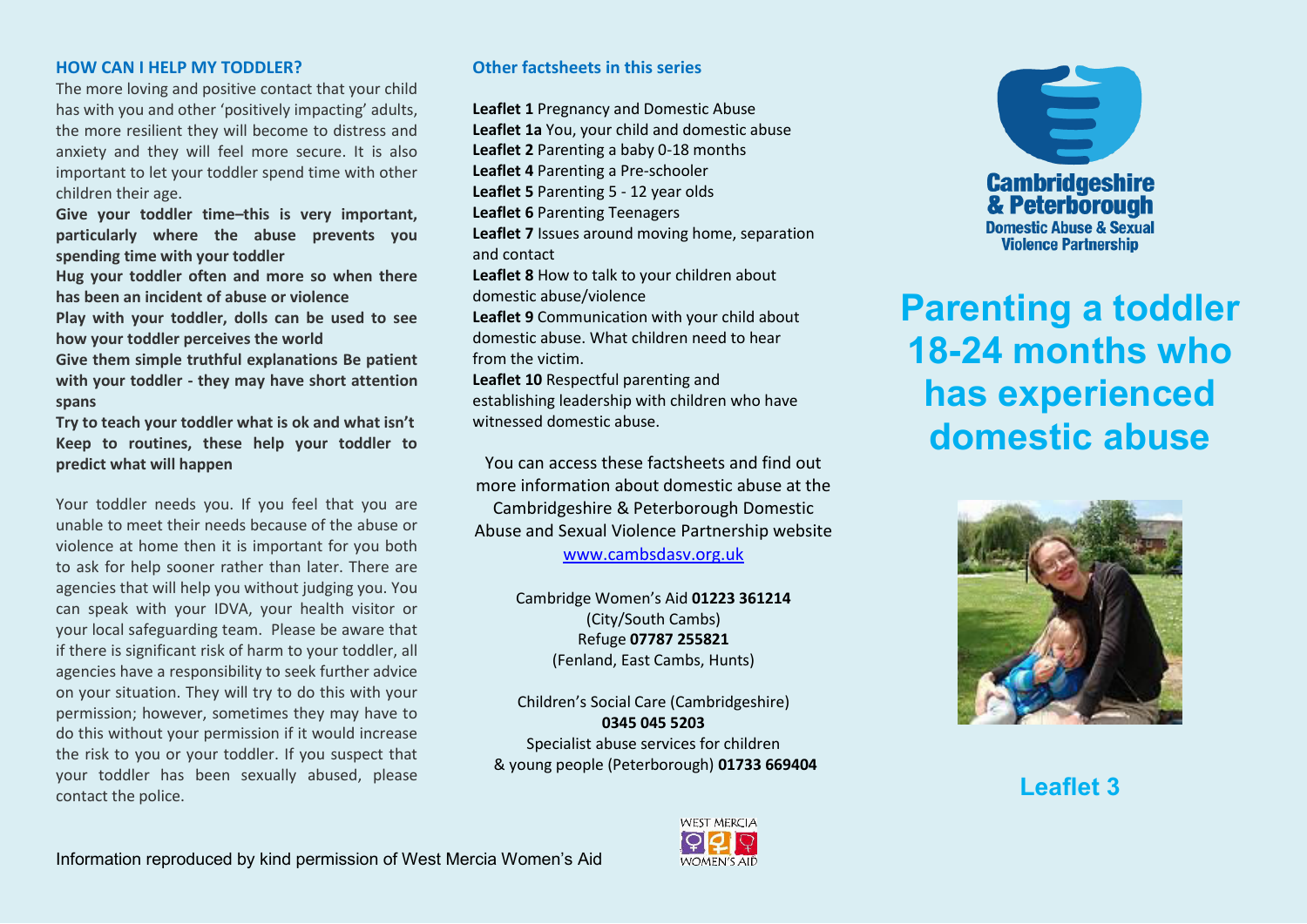## HOW CAN I HELP MY TODDLER?

The more loving and positive contact that your child has with you and other 'positively impacting' adults, the more resilient they will become to distress and anxiety and they will feel more secure. It is also important to let your toddler spend time with other children their age.

**Give your toddler time–this is very important, particularly where the abuse prevents you spending time with your toddler**

**Hug your toddler often and more so when there has been an incident of abuse or violence**

**Play with your toddler, dolls can be used to see how your toddler perceives the world**

**Give them simple truthful explanations Be patient with your toddler - they may have short attention spans**

**Try to teach your toddler what is ok and what isn't**

**Keep to routines, these help your toddler to predict what will happen**

Your toddler needs you. If you feel that you are unable to meet their needs because of the abuse or violence at home then it is important for you both to ask for help sooner rather than later. There are agencies that will help you without judging you. You can speak with your IDVA, your health visitor or your local safeguarding team. Please be aware that if there is significant risk of harm to your toddler, all agencies have a responsibility to seek further advice on your situation. They will try to do this with your permission; however, sometimes they may have to do this without your permission if it would increase the risk to you or your toddler. If you suspect that your toddler has been sexually abused, please contact the police.

## Other factsheets in this series

**Leaflet 1** Pregnancy and Domestic Abuse
**Leaflet 1a** You, your child and domestic abuse
**Leaflet 2** Parenting a baby 0-18 months
**Leaflet 4** Parenting a Pre-schooler
**Leaflet 5** Parenting 5 - 12 year olds
**Leaflet 6** Parenting Teenagers
**Leaflet 7** Issues around moving home, separation and contact
**Leaflet 8** How to talk to your children about domestic abuse/violence
**Leaflet 9** Communication with your child about domestic abuse. What children need to hear from the victim.
**Leaflet 10** Respectful parenting and establishing leadership with children who have witnessed domestic abuse.

You can access these factsheets and find out more information about domestic abuse at the Cambridgeshire & Peterborough Domestic Abuse and Sexual Violence Partnership website www.cambsdasv.org.uk

Cambridge Women's Aid **01223 361214**
(City/South Cambs)
Refuge **07787 255821**
(Fenland, East Cambs, Hunts)

Children's Social Care (Cambridgeshire)
**0345 045 5203**
Specialist abuse services for children & young people (Peterborough) **01733 669404**

Cambridgeshire & Peterborough Domestic Abuse & Sexual Violence Partnership

# Parenting a toddler 18-24 months who has experienced domestic abuse

**Leaflet 3**

Information reproduced by kind permission of West Mercia Women's Aid

WEST MERCIA WOMEN'S AID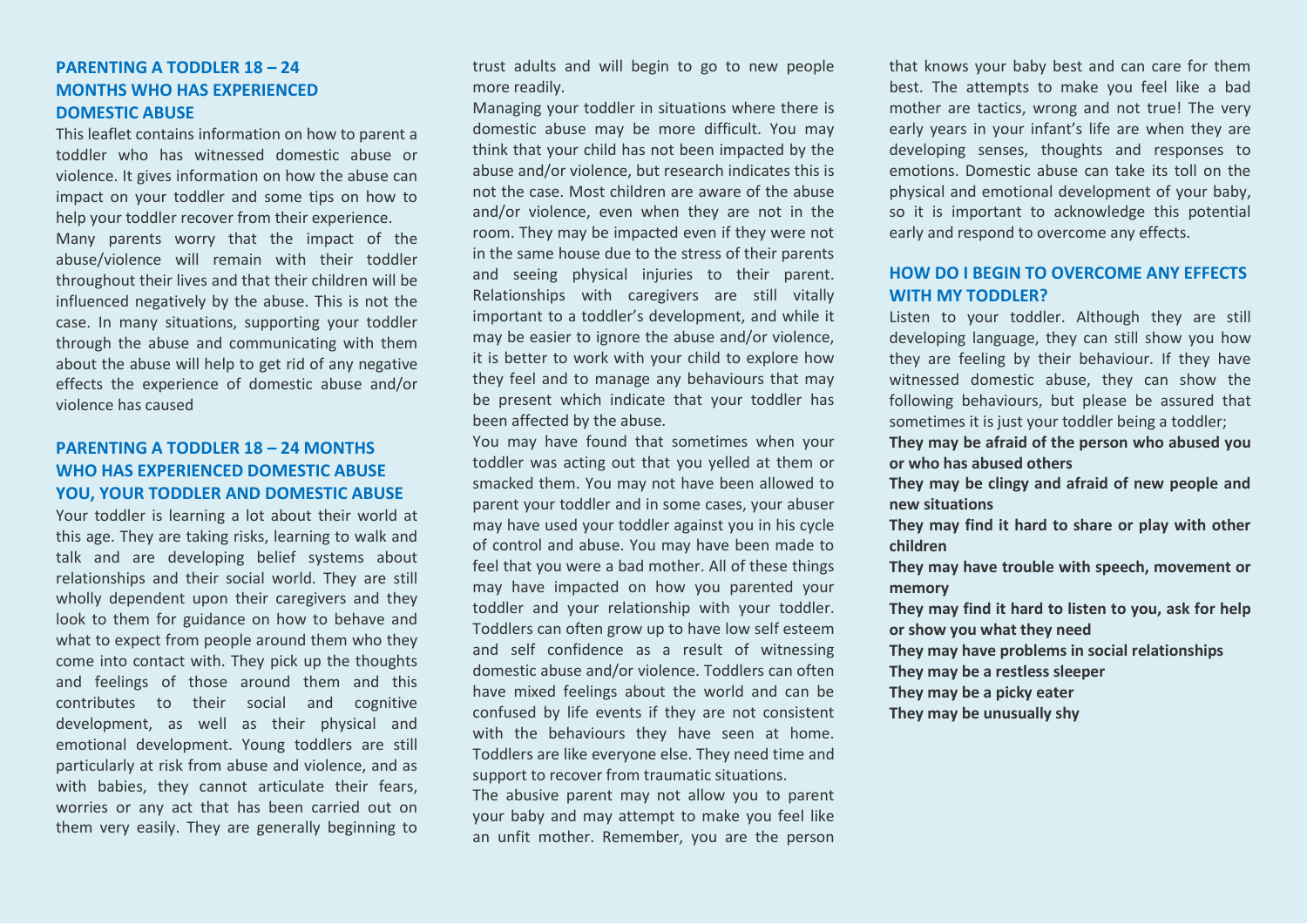## PARENTING A TODDLER 18 – 24 MONTHS WHO HAS EXPERIENCED DOMESTIC ABUSE

This leaflet contains information on how to parent a toddler who has witnessed domestic abuse or violence. It gives information on how the abuse can impact on your toddler and some tips on how to help your toddler recover from their experience.

Many parents worry that the impact of the abuse/violence will remain with their toddler throughout their lives and that their children will be influenced negatively by the abuse. This is not the case. In many situations, supporting your toddler through the abuse and communicating with them about the abuse will help to get rid of any negative effects the experience of domestic abuse and/or violence has caused

## PARENTING A TODDLER 18 – 24 MONTHS WHO HAS EXPERIENCED DOMESTIC ABUSE YOU, YOUR TODDLER AND DOMESTIC ABUSE

Your toddler is learning a lot about their world at this age. They are taking risks, learning to walk and talk and are developing belief systems about relationships and their social world. They are still wholly dependent upon their caregivers and they look to them for guidance on how to behave and what to expect from people around them who they come into contact with. They pick up the thoughts and feelings of those around them and this contributes to their social and cognitive development, as well as their physical and emotional development. Young toddlers are still particularly at risk from abuse and violence, and as with babies, they cannot articulate their fears, worries or any act that has been carried out on them very easily. They are generally beginning to trust adults and will begin to go to new people more readily.

Managing your toddler in situations where there is domestic abuse may be more difficult. You may think that your child has not been impacted by the abuse and/or violence, but research indicates this is not the case. Most children are aware of the abuse and/or violence, even when they are not in the room. They may be impacted even if they were not in the same house due to the stress of their parents and seeing physical injuries to their parent. Relationships with caregivers are still vitally important to a toddler's development, and while it may be easier to ignore the abuse and/or violence, it is better to work with your child to explore how they feel and to manage any behaviours that may be present which indicate that your toddler has been affected by the abuse.

You may have found that sometimes when your toddler was acting out that you yelled at them or smacked them. You may not have been allowed to parent your toddler and in some cases, your abuser may have used your toddler against you in his cycle of control and abuse. You may have been made to feel that you were a bad mother. All of these things may have impacted on how you parented your toddler and your relationship with your toddler. Toddlers can often grow up to have low self esteem and self confidence as a result of witnessing domestic abuse and/or violence. Toddlers can often have mixed feelings about the world and can be confused by life events if they are not consistent with the behaviours they have seen at home. Toddlers are like everyone else. They need time and support to recover from traumatic situations.

The abusive parent may not allow you to parent your baby and may attempt to make you feel like an unfit mother. Remember, you are the person that knows your baby best and can care for them best. The attempts to make you feel like a bad mother are tactics, wrong and not true! The very early years in your infant's life are when they are developing senses, thoughts and responses to emotions. Domestic abuse can take its toll on the physical and emotional development of your baby, so it is important to acknowledge this potential early and respond to overcome any effects.

## HOW DO I BEGIN TO OVERCOME ANY EFFECTS WITH MY TODDLER?

Listen to your toddler. Although they are still developing language, they can still show you how they are feeling by their behaviour. If they have witnessed domestic abuse, they can show the following behaviours, but please be assured that sometimes it is just your toddler being a toddler;

**They may be afraid of the person who abused you or who has abused others**

**They may be clingy and afraid of new people and new situations**

**They may find it hard to share or play with other children**

**They may have trouble with speech, movement or memory**

**They may find it hard to listen to you, ask for help or show you what they need**

**They may have problems in social relationships**

**They may be a restless sleeper**

**They may be a picky eater**

**They may be unusually shy**